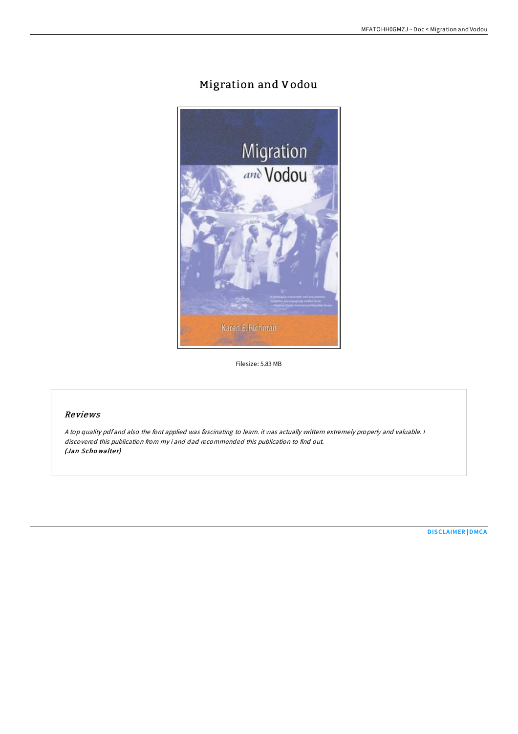# Migration and Vodou

Filesize: 5.83 MB

## Reviews

*A top quality pdf and also the font applied was fascinating to learn. it was actually writtern extremely properly and valuable. I discovered this publication from my i and dad recommended this publication to find out.*
***(Jan Schowalter)***

DISCLAIMER | DMCA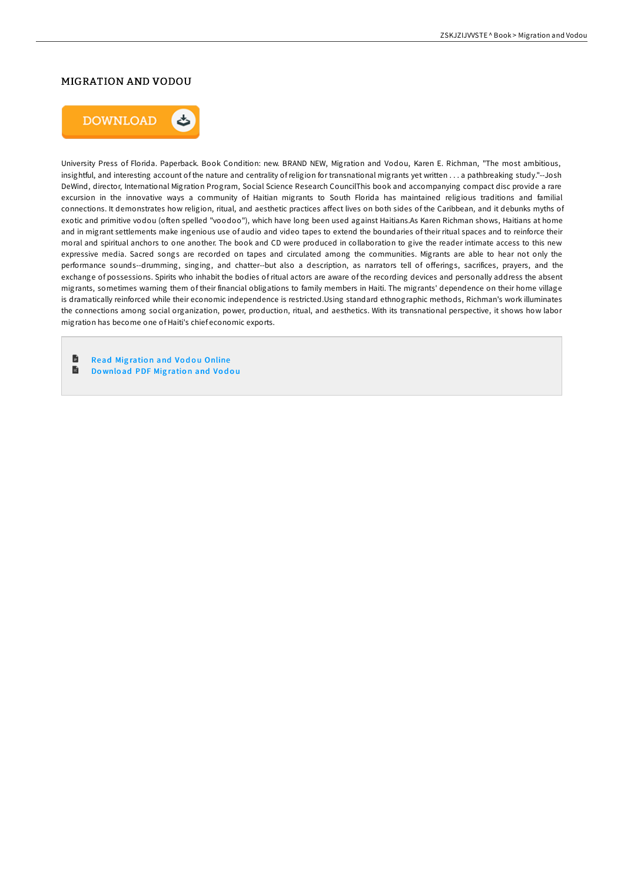# MIGRATION AND VODOU

DOWNLOAD

University Press of Florida. Paperback. Book Condition: new. BRAND NEW, Migration and Vodou, Karen E. Richman, "The most ambitious, insightful, and interesting account of the nature and centrality of religion for transnational migrants yet written . . . a pathbreaking study."--Josh DeWind, director, International Migration Program, Social Science Research CouncilThis book and accompanying compact disc provide a rare excursion in the innovative ways a community of Haitian migrants to South Florida has maintained religious traditions and familial connections. It demonstrates how religion, ritual, and aesthetic practices affect lives on both sides of the Caribbean, and it debunks myths of exotic and primitive vodou (often spelled "voodoo"), which have long been used against Haitians.As Karen Richman shows, Haitians at home and in migrant settlements make ingenious use of audio and video tapes to extend the boundaries of their ritual spaces and to reinforce their moral and spiritual anchors to one another. The book and CD were produced in collaboration to give the reader intimate access to this new expressive media. Sacred songs are recorded on tapes and circulated among the communities. Migrants are able to hear not only the performance sounds--drumming, singing, and chatter--but also a description, as narrators tell of offerings, sacrifices, prayers, and the exchange of possessions. Spirits who inhabit the bodies of ritual actors are aware of the recording devices and personally address the absent migrants, sometimes warning them of their financial obligations to family members in Haiti. The migrants' dependence on their home village is dramatically reinforced while their economic independence is restricted.Using standard ethnographic methods, Richman's work illuminates the connections among social organization, power, production, ritual, and aesthetics. With its transnational perspective, it shows how labor migration has become one of Haiti's chief economic exports.

- Read Migration and Vodou Online
- Download PDF Migration and Vodou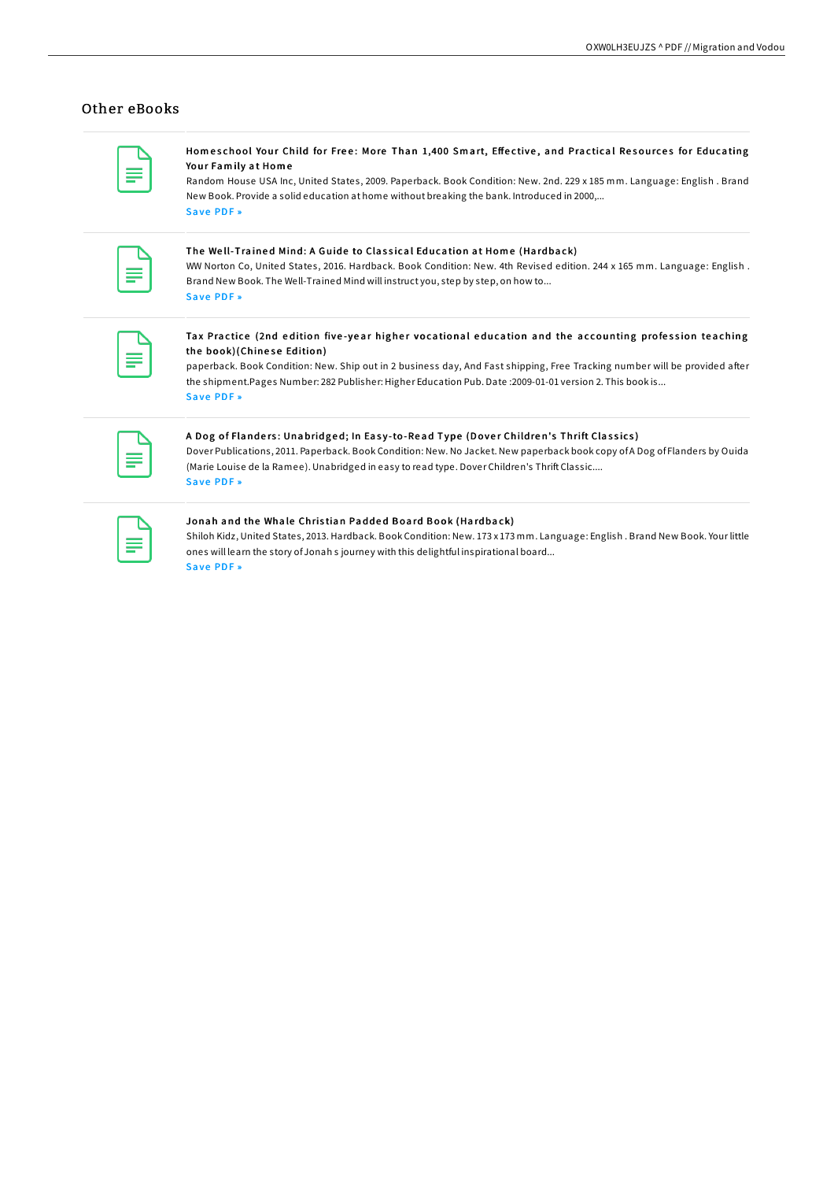## Other eBooks

**Homeschool Your Child for Free: More Than 1,400 Smart, Effective, and Practical Resources for Educating Your Family at Home**

Random House USA Inc, United States, 2009. Paperback. Book Condition: New. 2nd. 229 x 185 mm. Language: English . Brand New Book. Provide a solid education at home without breaking the bank. Introduced in 2000,...

Save PDF »

**The Well-Trained Mind: A Guide to Classical Education at Home (Hardback)**

WW Norton Co, United States, 2016. Hardback. Book Condition: New. 4th Revised edition. 244 x 165 mm. Language: English . Brand New Book. The Well-Trained Mind will instruct you, step by step, on how to...

Save PDF »

**Tax Practice (2nd edition five-year higher vocational education and the accounting profession teaching the book)(Chinese Edition)**

paperback. Book Condition: New. Ship out in 2 business day, And Fast shipping, Free Tracking number will be provided after the shipment.Pages Number: 282 Publisher: Higher Education Pub. Date :2009-01-01 version 2. This book is...

Save PDF »

**A Dog of Flanders: Unabridged; In Easy-to-Read Type (Dover Children's Thrift Classics)**

Dover Publications, 2011. Paperback. Book Condition: New. No Jacket. New paperback book copy of A Dog of Flanders by Ouida (Marie Louise de la Ramee). Unabridged in easy to read type. Dover Children's Thrift Classic....

Save PDF »

**Jonah and the Whale Christian Padded Board Book (Hardback)**

Shiloh Kidz, United States, 2013. Hardback. Book Condition: New. 173 x 173 mm. Language: English . Brand New Book. Your little ones will learn the story of Jonah s journey with this delightful inspirational board...

Save PDF »